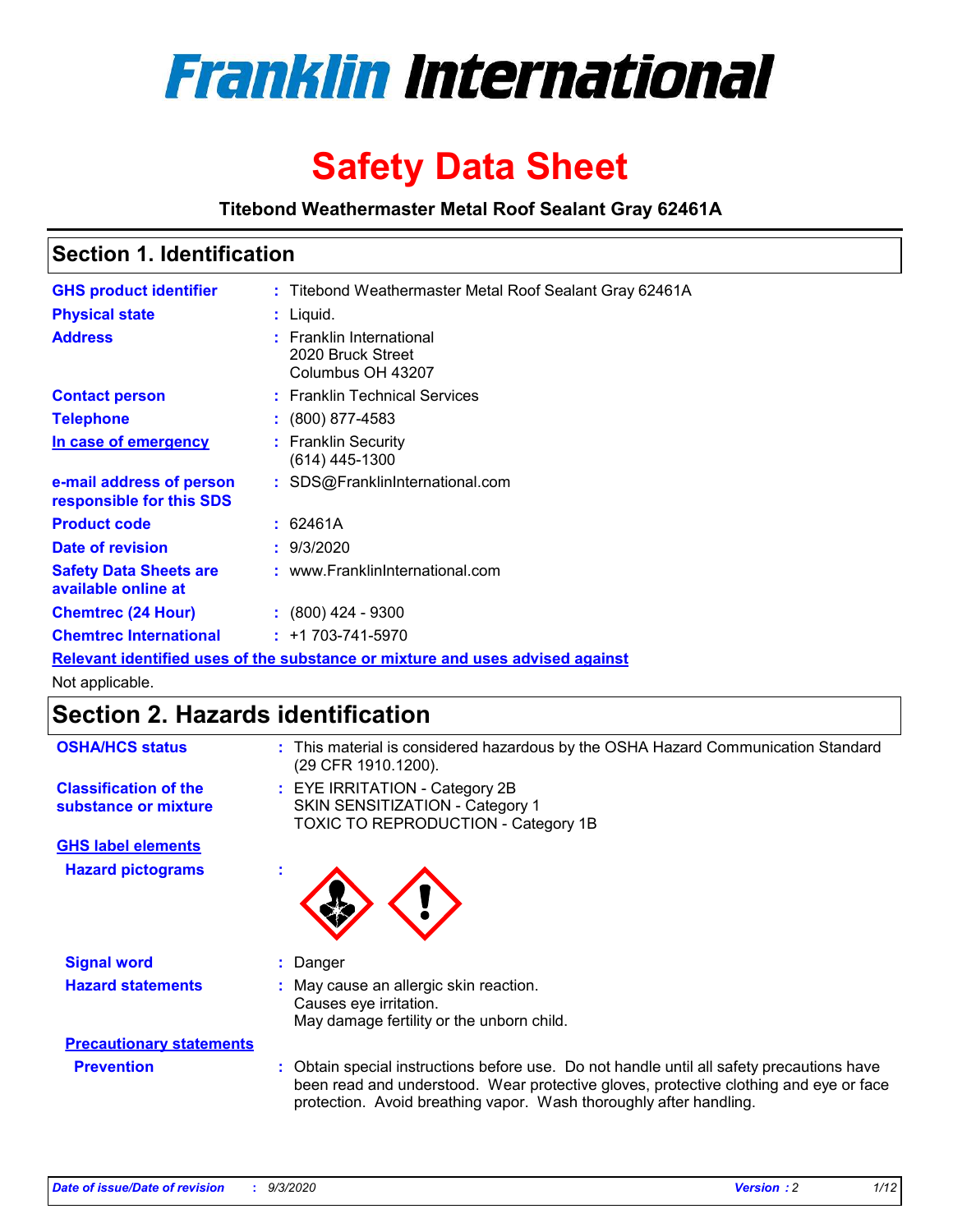# Franklin International

# Safety Data Sheet

**Titebond Weathermaster Metal Roof Sealant Gray 62461A**

## Section 1. Identification

| | | |
|---|---|---|
| **GHS product identifier** | : | Titebond Weathermaster Metal Roof Sealant Gray 62461A |
| **Physical state** | : | Liquid. |
| **Address** | : | Franklin International<br>2020 Bruck Street<br>Columbus OH 43207 |
| **Contact person** | : | Franklin Technical Services |
| **Telephone** | : | (800) 877-4583 |
| **In case of emergency** | : | Franklin Security<br>(614) 445-1300 |
| **e-mail address of person responsible for this SDS** | : | SDS@FranklinInternational.com |
| **Product code** | : | 62461A |
| **Date of revision** | : | 9/3/2020 |
| **Safety Data Sheets are available online at** | : | www.FranklinInternational.com |
| **Chemtrec (24 Hour)** | : | (800) 424 - 9300 |
| **Chemtrec International** | : | +1 703-741-5970 |

**Relevant identified uses of the substance or mixture and uses advised against**

Not applicable.

## Section 2. Hazards identification

| | | |
|---|---|---|
| **OSHA/HCS status** | : | This material is considered hazardous by the OSHA Hazard Communication Standard (29 CFR 1910.1200). |
| **Classification of the substance or mixture** | : | EYE IRRITATION - Category 2B<br>SKIN SENSITIZATION - Category 1<br>TOXIC TO REPRODUCTION - Category 1B |

**GHS label elements**

**Hazard pictograms** :

| | | |
|---|---|---|
| **Signal word** | : | Danger |
| **Hazard statements** | : | May cause an allergic skin reaction.<br>Causes eye irritation.<br>May damage fertility or the unborn child. |

**Precautionary statements**

**Prevention** : Obtain special instructions before use. Do not handle until all safety precautions have been read and understood. Wear protective gloves, protective clothing and eye or face protection. Avoid breathing vapor. Wash thoroughly after handling.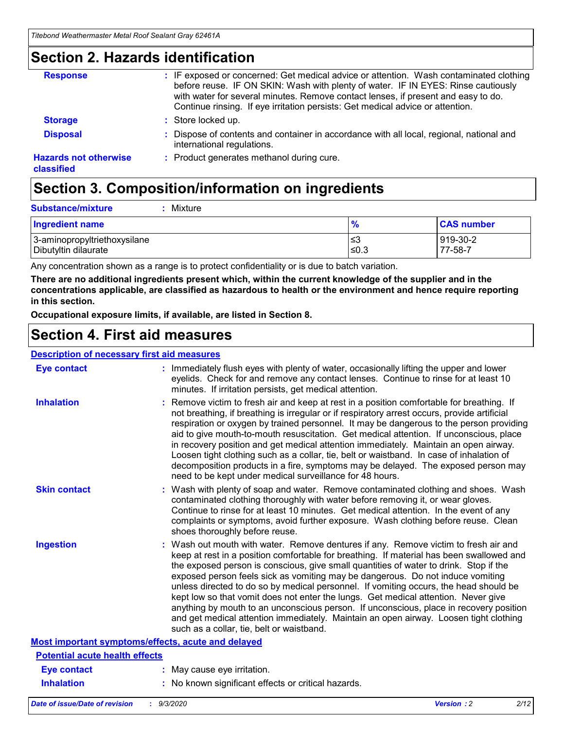## Section 2. Hazards identification

**Response** : IF exposed or concerned: Get medical advice or attention. Wash contaminated clothing before reuse. IF ON SKIN: Wash with plenty of water. IF IN EYES: Rinse cautiously with water for several minutes. Remove contact lenses, if present and easy to do. Continue rinsing. If eye irritation persists: Get medical advice or attention.

**Storage** : Store locked up.

**Disposal** : Dispose of contents and container in accordance with all local, regional, national and international regulations.

**Hazards not otherwise classified** : Product generates methanol during cure.

## Section 3. Composition/information on ingredients

**Substance/mixture** : Mixture

| Ingredient name | % | CAS number |
|---|---|---|
| 3-aminopropyltriethoxysilane | ≤3 | 919-30-2 |
| Dibutyltin dilaurate | ≤0.3 | 77-58-7 |

Any concentration shown as a range is to protect confidentiality or is due to batch variation.

**There are no additional ingredients present which, within the current knowledge of the supplier and in the concentrations applicable, are classified as hazardous to health or the environment and hence require reporting in this section.**

**Occupational exposure limits, if available, are listed in Section 8.**

## Section 4. First aid measures

### Description of necessary first aid measures

**Eye contact** : Immediately flush eyes with plenty of water, occasionally lifting the upper and lower eyelids. Check for and remove any contact lenses. Continue to rinse for at least 10 minutes. If irritation persists, get medical attention.

**Inhalation** : Remove victim to fresh air and keep at rest in a position comfortable for breathing. If not breathing, if breathing is irregular or if respiratory arrest occurs, provide artificial respiration or oxygen by trained personnel. It may be dangerous to the person providing aid to give mouth-to-mouth resuscitation. Get medical attention. If unconscious, place in recovery position and get medical attention immediately. Maintain an open airway. Loosen tight clothing such as a collar, tie, belt or waistband. In case of inhalation of decomposition products in a fire, symptoms may be delayed. The exposed person may need to be kept under medical surveillance for 48 hours.

**Skin contact** : Wash with plenty of soap and water. Remove contaminated clothing and shoes. Wash contaminated clothing thoroughly with water before removing it, or wear gloves. Continue to rinse for at least 10 minutes. Get medical attention. In the event of any complaints or symptoms, avoid further exposure. Wash clothing before reuse. Clean shoes thoroughly before reuse.

**Ingestion** : Wash out mouth with water. Remove dentures if any. Remove victim to fresh air and keep at rest in a position comfortable for breathing. If material has been swallowed and the exposed person is conscious, give small quantities of water to drink. Stop if the exposed person feels sick as vomiting may be dangerous. Do not induce vomiting unless directed to do so by medical personnel. If vomiting occurs, the head should be kept low so that vomit does not enter the lungs. Get medical attention. Never give anything by mouth to an unconscious person. If unconscious, place in recovery position and get medical attention immediately. Maintain an open airway. Loosen tight clothing such as a collar, tie, belt or waistband.

### Most important symptoms/effects, acute and delayed

#### Potential acute health effects

**Eye contact** : May cause eye irritation.

**Inhalation** : No known significant effects or critical hazards.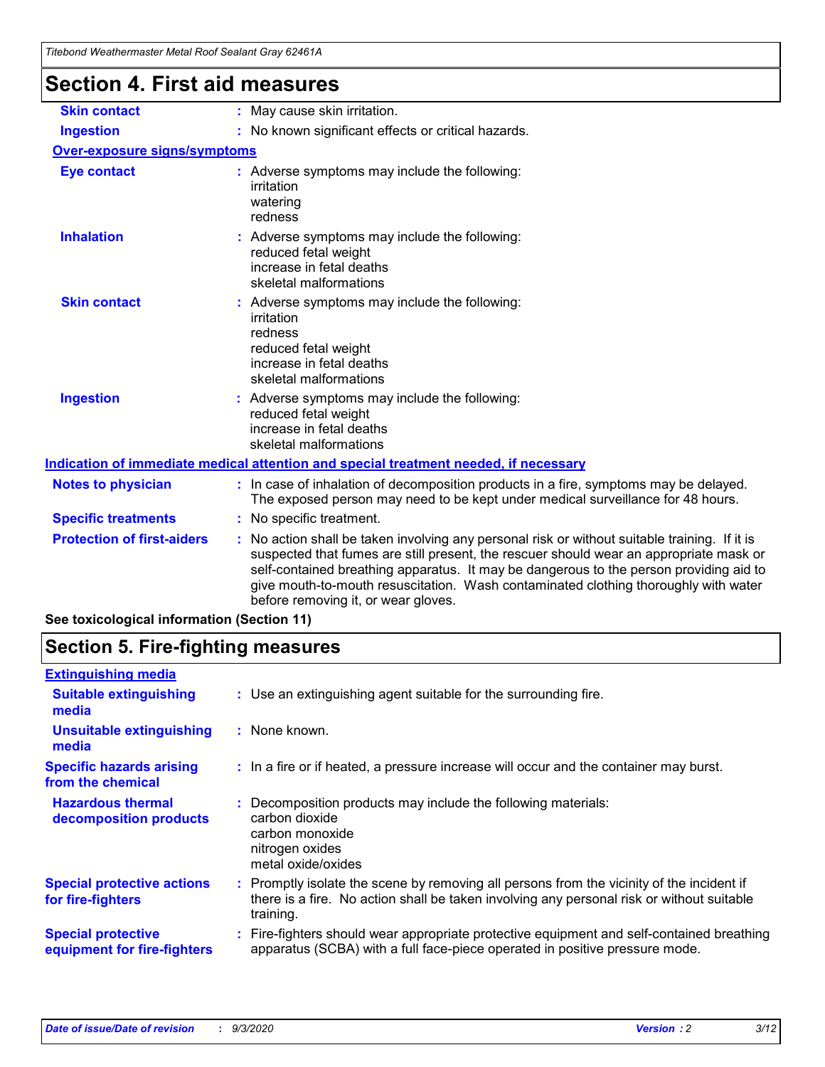# Section 4. First aid measures

| | |
|---|---|
| **Skin contact** | : May cause skin irritation. |
| **Ingestion** | : No known significant effects or critical hazards. |

**Over-exposure signs/symptoms**

| | |
|---|---|
| **Eye contact** | : Adverse symptoms may include the following: irritation watering redness |
| **Inhalation** | : Adverse symptoms may include the following: reduced fetal weight increase in fetal deaths skeletal malformations |
| **Skin contact** | : Adverse symptoms may include the following: irritation redness reduced fetal weight increase in fetal deaths skeletal malformations |
| **Ingestion** | : Adverse symptoms may include the following: reduced fetal weight increase in fetal deaths skeletal malformations |

**Indication of immediate medical attention and special treatment needed, if necessary**

| | |
|---|---|
| **Notes to physician** | : In case of inhalation of decomposition products in a fire, symptoms may be delayed. The exposed person may need to be kept under medical surveillance for 48 hours. |
| **Specific treatments** | : No specific treatment. |
| **Protection of first-aiders** | : No action shall be taken involving any personal risk or without suitable training. If it is suspected that fumes are still present, the rescuer should wear an appropriate mask or self-contained breathing apparatus. It may be dangerous to the person providing aid to give mouth-to-mouth resuscitation. Wash contaminated clothing thoroughly with water before removing it, or wear gloves. |

**See toxicological information (Section 11)**

# Section 5. Fire-fighting measures

**Extinguishing media**

| | |
|---|---|
| **Suitable extinguishing media** | : Use an extinguishing agent suitable for the surrounding fire. |
| **Unsuitable extinguishing media** | : None known. |
| **Specific hazards arising from the chemical** | : In a fire or if heated, a pressure increase will occur and the container may burst. |
| **Hazardous thermal decomposition products** | : Decomposition products may include the following materials: carbon dioxide carbon monoxide nitrogen oxides metal oxide/oxides |
| **Special protective actions for fire-fighters** | : Promptly isolate the scene by removing all persons from the vicinity of the incident if there is a fire. No action shall be taken involving any personal risk or without suitable training. |
| **Special protective equipment for fire-fighters** | : Fire-fighters should wear appropriate protective equipment and self-contained breathing apparatus (SCBA) with a full face-piece operated in positive pressure mode. |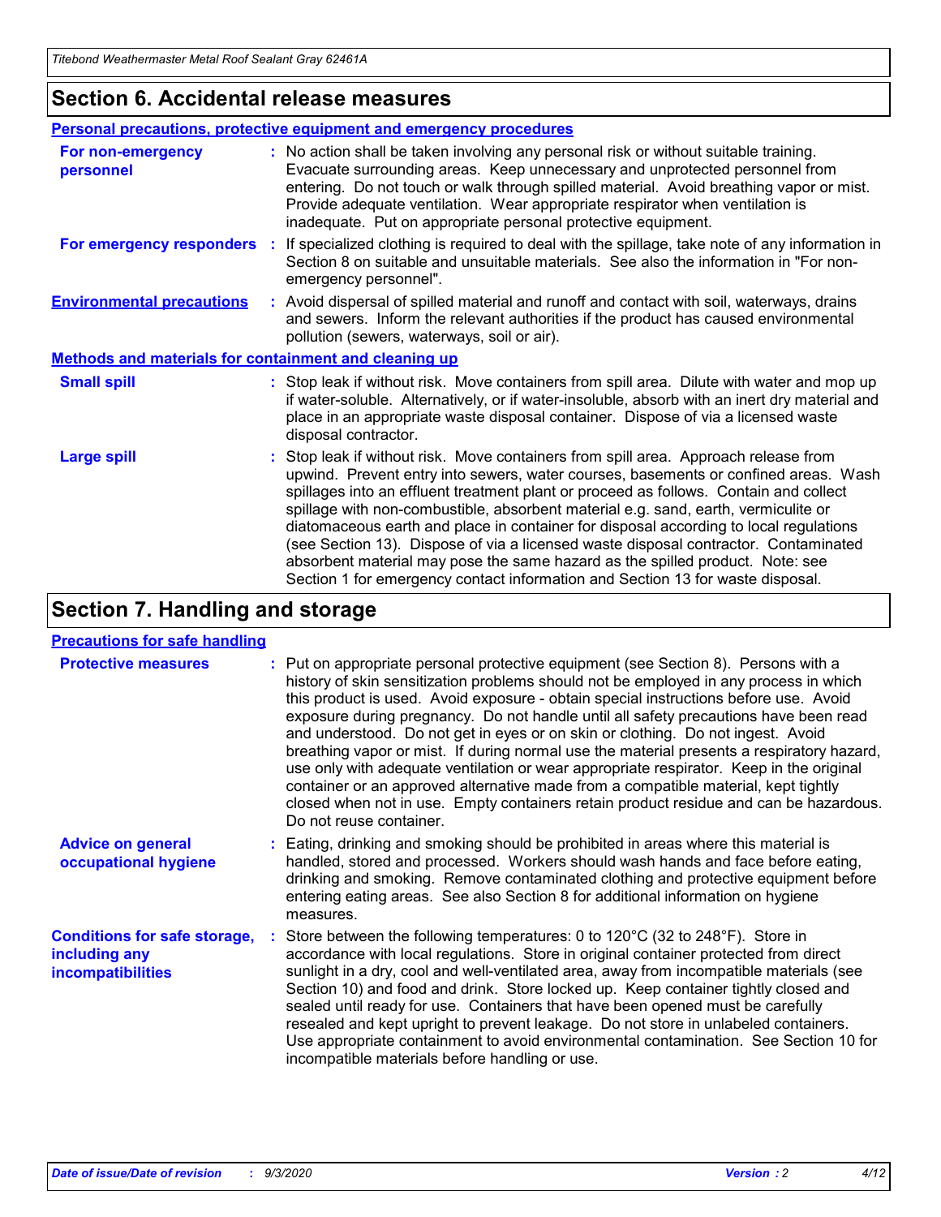## Section 6. Accidental release measures

### Personal precautions, protective equipment and emergency procedures

**For non-emergency personnel** : No action shall be taken involving any personal risk or without suitable training. Evacuate surrounding areas. Keep unnecessary and unprotected personnel from entering. Do not touch or walk through spilled material. Avoid breathing vapor or mist. Provide adequate ventilation. Wear appropriate respirator when ventilation is inadequate. Put on appropriate personal protective equipment.

**For emergency responders** : If specialized clothing is required to deal with the spillage, take note of any information in Section 8 on suitable and unsuitable materials. See also the information in "For non-emergency personnel".

**Environmental precautions** : Avoid dispersal of spilled material and runoff and contact with soil, waterways, drains and sewers. Inform the relevant authorities if the product has caused environmental pollution (sewers, waterways, soil or air).

### Methods and materials for containment and cleaning up

**Small spill** : Stop leak if without risk. Move containers from spill area. Dilute with water and mop up if water-soluble. Alternatively, or if water-insoluble, absorb with an inert dry material and place in an appropriate waste disposal container. Dispose of via a licensed waste disposal contractor.

**Large spill** : Stop leak if without risk. Move containers from spill area. Approach release from upwind. Prevent entry into sewers, water courses, basements or confined areas. Wash spillages into an effluent treatment plant or proceed as follows. Contain and collect spillage with non-combustible, absorbent material e.g. sand, earth, vermiculite or diatomaceous earth and place in container for disposal according to local regulations (see Section 13). Dispose of via a licensed waste disposal contractor. Contaminated absorbent material may pose the same hazard as the spilled product. Note: see Section 1 for emergency contact information and Section 13 for waste disposal.

## Section 7. Handling and storage

### Precautions for safe handling

**Protective measures** : Put on appropriate personal protective equipment (see Section 8). Persons with a history of skin sensitization problems should not be employed in any process in which this product is used. Avoid exposure - obtain special instructions before use. Avoid exposure during pregnancy. Do not handle until all safety precautions have been read and understood. Do not get in eyes or on skin or clothing. Do not ingest. Avoid breathing vapor or mist. If during normal use the material presents a respiratory hazard, use only with adequate ventilation or wear appropriate respirator. Keep in the original container or an approved alternative made from a compatible material, kept tightly closed when not in use. Empty containers retain product residue and can be hazardous. Do not reuse container.

**Advice on general occupational hygiene** : Eating, drinking and smoking should be prohibited in areas where this material is handled, stored and processed. Workers should wash hands and face before eating, drinking and smoking. Remove contaminated clothing and protective equipment before entering eating areas. See also Section 8 for additional information on hygiene measures.

**Conditions for safe storage, including any incompatibilities** : Store between the following temperatures: 0 to 120°C (32 to 248°F). Store in accordance with local regulations. Store in original container protected from direct sunlight in a dry, cool and well-ventilated area, away from incompatible materials (see Section 10) and food and drink. Store locked up. Keep container tightly closed and sealed until ready for use. Containers that have been opened must be carefully resealed and kept upright to prevent leakage. Do not store in unlabeled containers. Use appropriate containment to avoid environmental contamination. See Section 10 for incompatible materials before handling or use.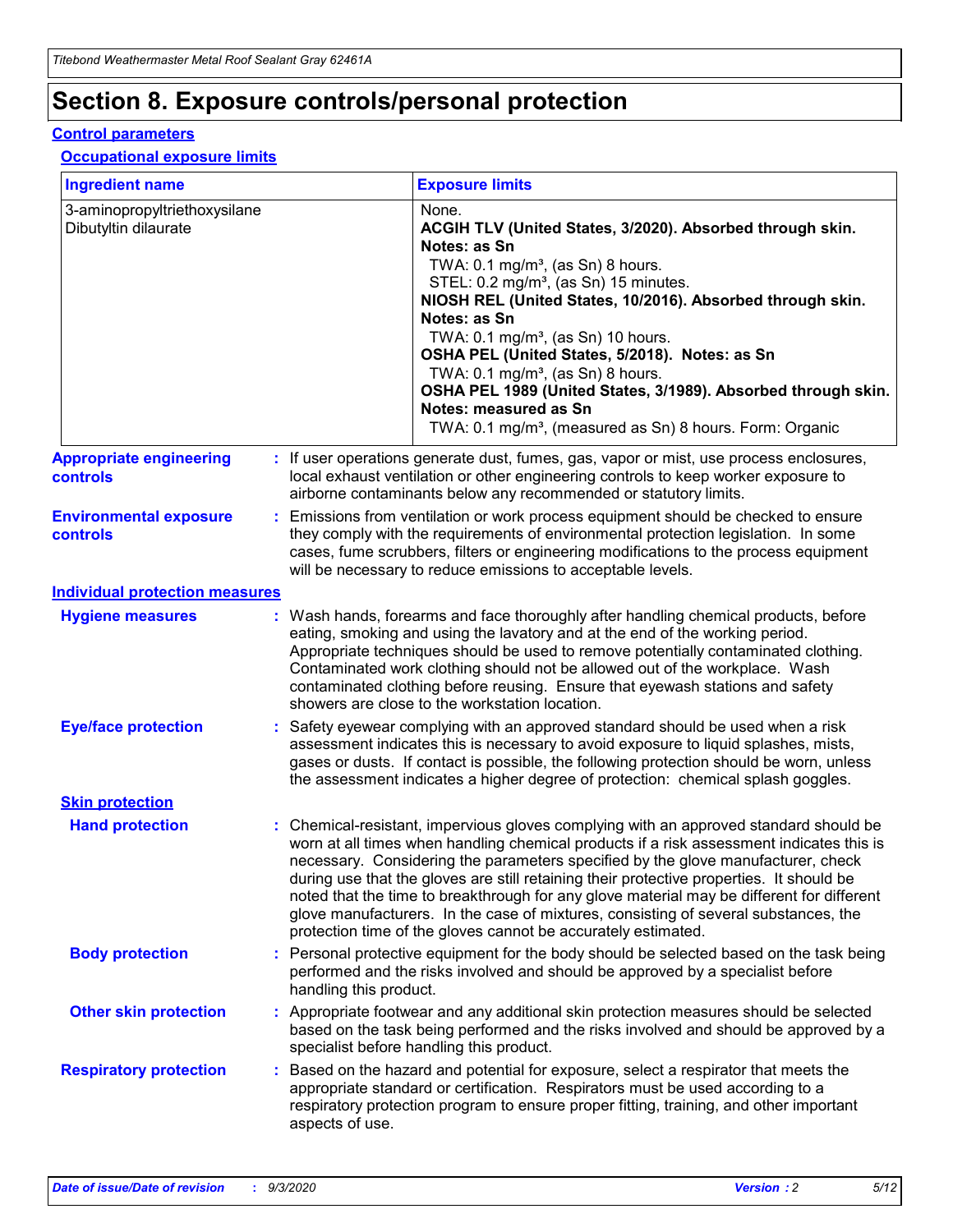# Section 8. Exposure controls/personal protection

## Control parameters

### Occupational exposure limits

| Ingredient name | Exposure limits |
| --- | --- |
| 3-aminopropyltriethoxysilane | None. |
| Dibutyltin dilaurate | **ACGIH TLV (United States, 3/2020). Absorbed through skin. Notes: as Sn**<br>TWA: 0.1 mg/m³, (as Sn) 8 hours.<br>STEL: 0.2 mg/m³, (as Sn) 15 minutes.<br>**NIOSH REL (United States, 10/2016). Absorbed through skin. Notes: as Sn**<br>TWA: 0.1 mg/m³, (as Sn) 10 hours.<br>**OSHA PEL (United States, 5/2018). Notes: as Sn**<br>TWA: 0.1 mg/m³, (as Sn) 8 hours.<br>**OSHA PEL 1989 (United States, 3/1989). Absorbed through skin. Notes: measured as Sn**<br>TWA: 0.1 mg/m³, (measured as Sn) 8 hours. Form: Organic |

**Appropriate engineering controls** : If user operations generate dust, fumes, gas, vapor or mist, use process enclosures, local exhaust ventilation or other engineering controls to keep worker exposure to airborne contaminants below any recommended or statutory limits.

**Environmental exposure controls** : Emissions from ventilation or work process equipment should be checked to ensure they comply with the requirements of environmental protection legislation. In some cases, fume scrubbers, filters or engineering modifications to the process equipment will be necessary to reduce emissions to acceptable levels.

## Individual protection measures

**Hygiene measures** : Wash hands, forearms and face thoroughly after handling chemical products, before eating, smoking and using the lavatory and at the end of the working period. Appropriate techniques should be used to remove potentially contaminated clothing. Contaminated work clothing should not be allowed out of the workplace. Wash contaminated clothing before reusing. Ensure that eyewash stations and safety showers are close to the workstation location.

**Eye/face protection** : Safety eyewear complying with an approved standard should be used when a risk assessment indicates this is necessary to avoid exposure to liquid splashes, mists, gases or dusts. If contact is possible, the following protection should be worn, unless the assessment indicates a higher degree of protection: chemical splash goggles.

### Skin protection

**Hand protection** : Chemical-resistant, impervious gloves complying with an approved standard should be worn at all times when handling chemical products if a risk assessment indicates this is necessary. Considering the parameters specified by the glove manufacturer, check during use that the gloves are still retaining their protective properties. It should be noted that the time to breakthrough for any glove material may be different for different glove manufacturers. In the case of mixtures, consisting of several substances, the protection time of the gloves cannot be accurately estimated.

**Body protection** : Personal protective equipment for the body should be selected based on the task being performed and the risks involved and should be approved by a specialist before handling this product.

**Other skin protection** : Appropriate footwear and any additional skin protection measures should be selected based on the task being performed and the risks involved and should be approved by a specialist before handling this product.

**Respiratory protection** : Based on the hazard and potential for exposure, select a respirator that meets the appropriate standard or certification. Respirators must be used according to a respiratory protection program to ensure proper fitting, training, and other important aspects of use.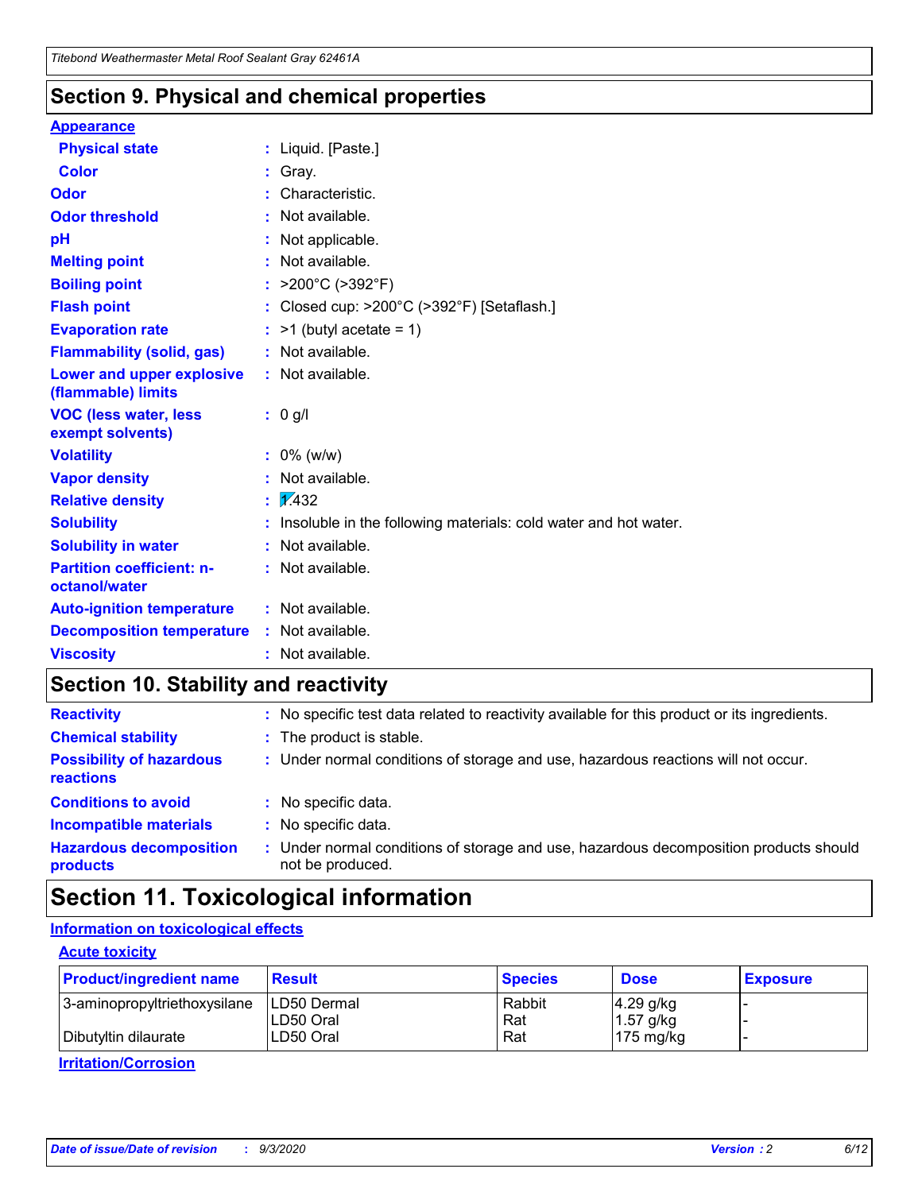## Section 9. Physical and chemical properties

**Appearance**

| | |
|---|---|
| **Physical state** | : Liquid. [Paste.] |
| **Color** | : Gray. |
| **Odor** | : Characteristic. |
| **Odor threshold** | : Not available. |
| **pH** | : Not applicable. |
| **Melting point** | : Not available. |
| **Boiling point** | : >200°C (>392°F) |
| **Flash point** | : Closed cup: >200°C (>392°F) [Setaflash.] |
| **Evaporation rate** | : >1 (butyl acetate = 1) |
| **Flammability (solid, gas)** | : Not available. |
| **Lower and upper explosive (flammable) limits** | : Not available. |
| **VOC (less water, less exempt solvents)** | : 0 g/l |
| **Volatility** | : 0% (w/w) |
| **Vapor density** | : Not available. |
| **Relative density** | : 1.432 |
| **Solubility** | : Insoluble in the following materials: cold water and hot water. |
| **Solubility in water** | : Not available. |
| **Partition coefficient: n-octanol/water** | : Not available. |
| **Auto-ignition temperature** | : Not available. |
| **Decomposition temperature** | : Not available. |
| **Viscosity** | : Not available. |

## Section 10. Stability and reactivity

| | |
|---|---|
| **Reactivity** | : No specific test data related to reactivity available for this product or its ingredients. |
| **Chemical stability** | : The product is stable. |
| **Possibility of hazardous reactions** | : Under normal conditions of storage and use, hazardous reactions will not occur. |
| **Conditions to avoid** | : No specific data. |
| **Incompatible materials** | : No specific data. |
| **Hazardous decomposition products** | : Under normal conditions of storage and use, hazardous decomposition products should not be produced. |

## Section 11. Toxicological information

**Information on toxicological effects**

**Acute toxicity**

| Product/ingredient name | Result | Species | Dose | Exposure |
|---|---|---|---|---|
| 3-aminopropyltriethoxysilane | LD50 Dermal | Rabbit | 4.29 g/kg | - |
| | LD50 Oral | Rat | 1.57 g/kg | - |
| Dibutyltin dilaurate | LD50 Oral | Rat | 175 mg/kg | - |

**Irritation/Corrosion**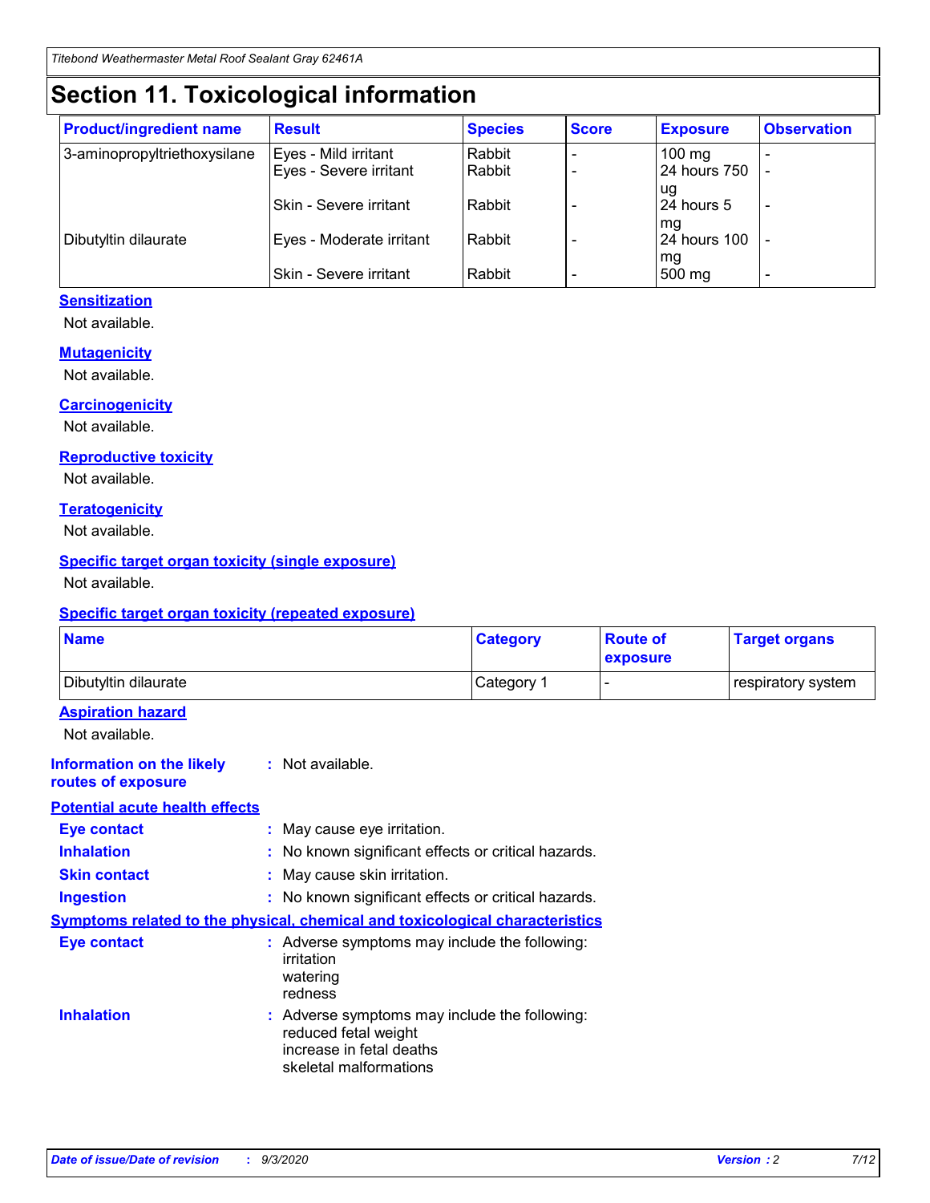# Section 11. Toxicological information

| Product/ingredient name | Result | Species | Score | Exposure | Observation |
|---|---|---|---|---|---|
| 3-aminopropyltriethoxysilane | Eyes - Mild irritant | Rabbit | - | 100 mg | - |
| | Eyes - Severe irritant | Rabbit | - | 24 hours 750 ug | - |
| | Skin - Severe irritant | Rabbit | - | 24 hours 5 mg | - |
| Dibutyltin dilaurate | Eyes - Moderate irritant | Rabbit | - | 24 hours 100 mg | - |
| | Skin - Severe irritant | Rabbit | - | 500 mg | - |

### Sensitization

Not available.

### Mutagenicity

Not available.

### Carcinogenicity

Not available.

### Reproductive toxicity

Not available.

### Teratogenicity

Not available.

### Specific target organ toxicity (single exposure)

Not available.

### Specific target organ toxicity (repeated exposure)

| Name | Category | Route of exposure | Target organs |
|---|---|---|---|
| Dibutyltin dilaurate | Category 1 | - | respiratory system |

### Aspiration hazard

Not available.

**Information on the likely routes of exposure** : Not available.

### Potential acute health effects

**Eye contact** : May cause eye irritation.

**Inhalation** : No known significant effects or critical hazards.

**Skin contact** : May cause skin irritation.

**Ingestion** : No known significant effects or critical hazards.

### Symptoms related to the physical, chemical and toxicological characteristics

**Eye contact** : Adverse symptoms may include the following:
irritation
watering
redness

**Inhalation** : Adverse symptoms may include the following:
reduced fetal weight
increase in fetal deaths
skeletal malformations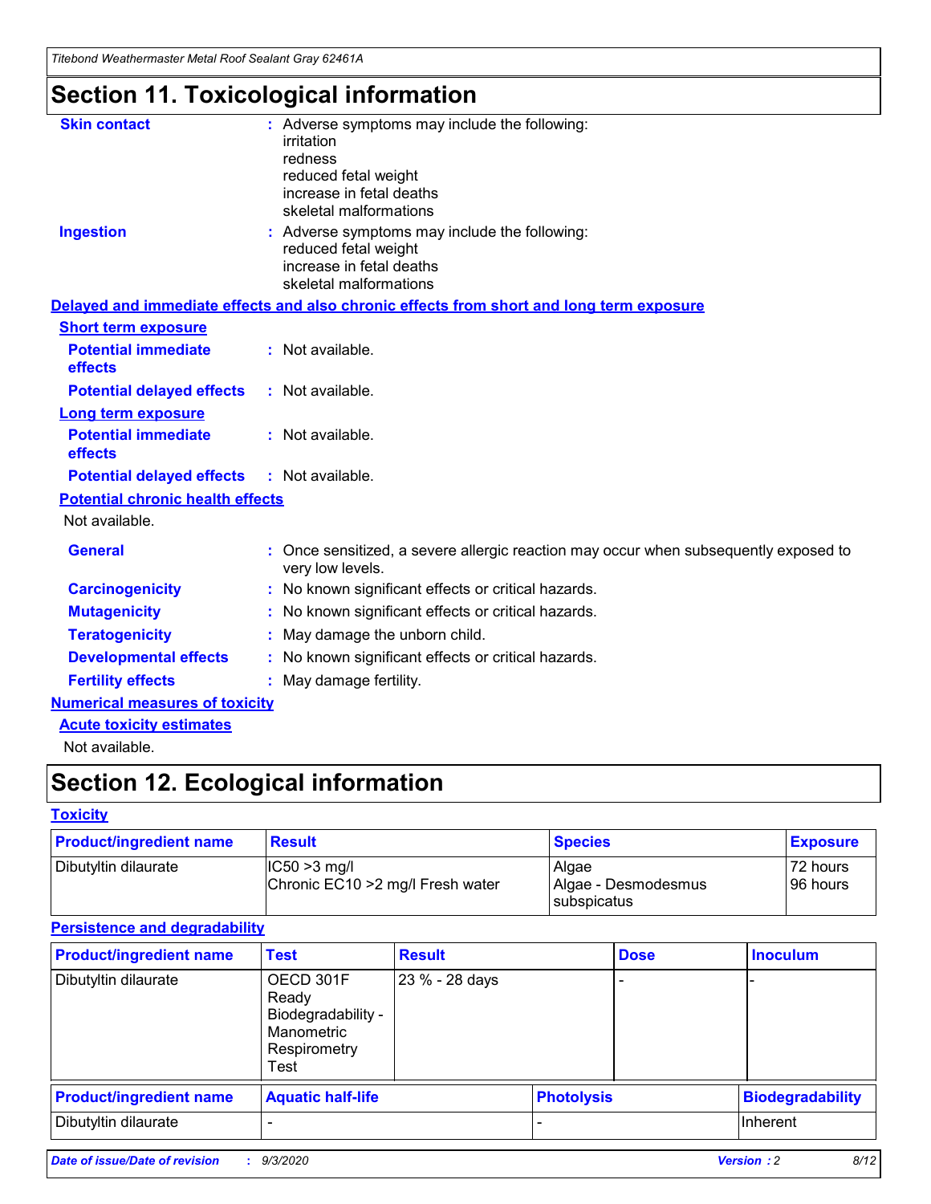# Section 11. Toxicological information

**Skin contact** : Adverse symptoms may include the following:
irritation
redness
reduced fetal weight
increase in fetal deaths
skeletal malformations

**Ingestion** : Adverse symptoms may include the following:
reduced fetal weight
increase in fetal deaths
skeletal malformations

**Delayed and immediate effects and also chronic effects from short and long term exposure**

**Short term exposure**

**Potential immediate effects** : Not available.

**Potential delayed effects** : Not available.

**Long term exposure**

**Potential immediate effects** : Not available.

**Potential delayed effects** : Not available.

**Potential chronic health effects**

Not available.

**General** : Once sensitized, a severe allergic reaction may occur when subsequently exposed to very low levels.

**Carcinogenicity** : No known significant effects or critical hazards.

**Mutagenicity** : No known significant effects or critical hazards.

**Teratogenicity** : May damage the unborn child.

**Developmental effects** : No known significant effects or critical hazards.

**Fertility effects** : May damage fertility.

**Numerical measures of toxicity**

**Acute toxicity estimates**

Not available.

# Section 12. Ecological information

**Toxicity**

| Product/ingredient name | Result | Species | Exposure |
|---|---|---|---|
| Dibutyltin dilaurate | IC50 >3 mg/l<br>Chronic EC10 >2 mg/l Fresh water | Algae<br>Algae - Desmodesmus subspicatus | 72 hours<br>96 hours |

**Persistence and degradability**

| Product/ingredient name | Test | Result | Dose | Inoculum |
|---|---|---|---|---|
| Dibutyltin dilaurate | OECD 301F Ready Biodegradability - Manometric Respirometry Test | 23 % - 28 days | - | - |

| Product/ingredient name | Aquatic half-life | Photolysis | Biodegradability |
|---|---|---|---|
| Dibutyltin dilaurate | - | - | Inherent |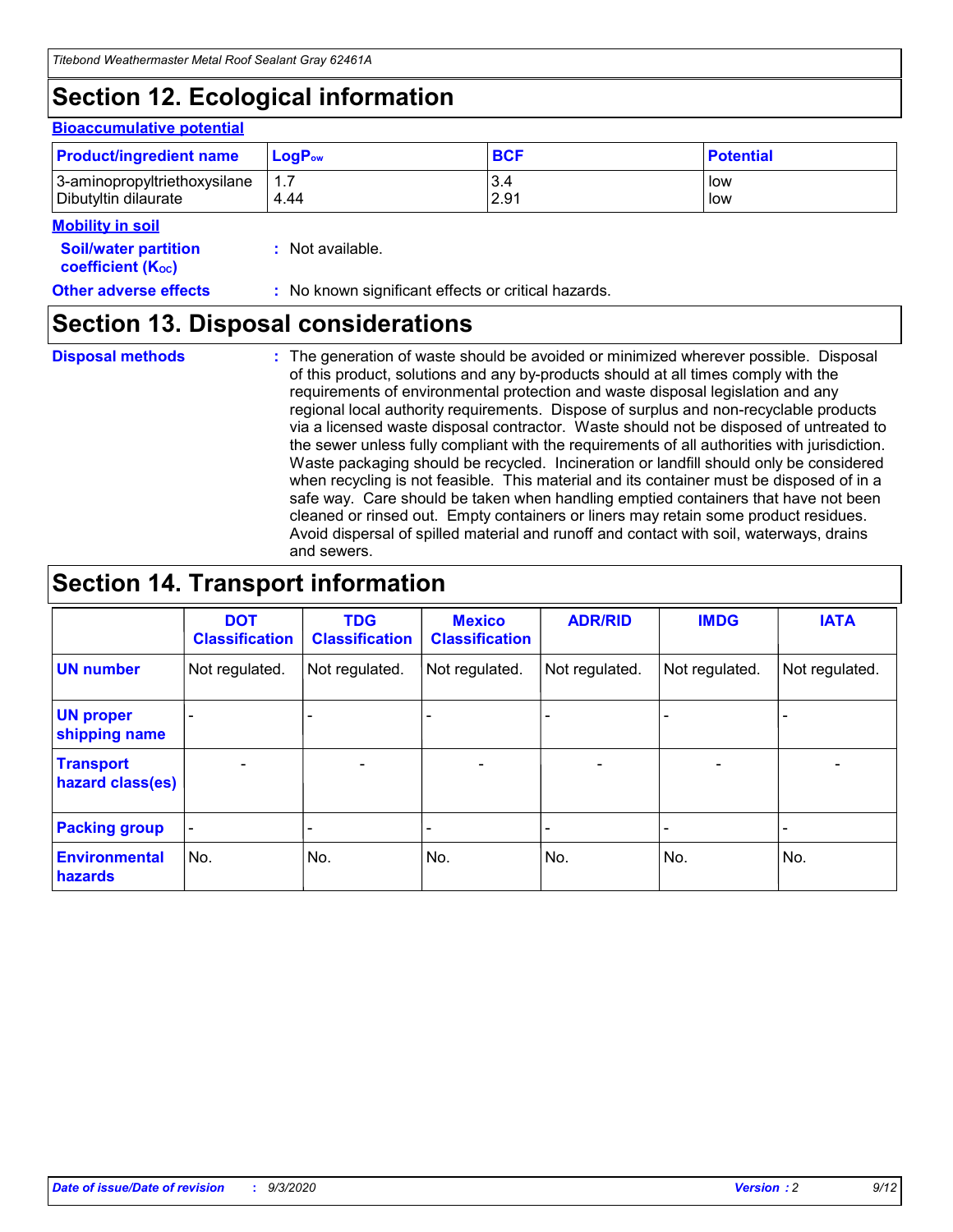## Section 12. Ecological information

**Bioaccumulative potential**

| Product/ingredient name | $LogP_{ow}$ | BCF | Potential |
|---|---|---|---|
| 3-aminopropyltriethoxysilane | 1.7 | 3.4 | low |
| Dibutyltin dilaurate | 4.44 | 2.91 | low |

**Mobility in soil**

**Soil/water partition coefficient ($K_{OC}$)** : Not available.

**Other adverse effects** : No known significant effects or critical hazards.

## Section 13. Disposal considerations

**Disposal methods** : The generation of waste should be avoided or minimized wherever possible. Disposal of this product, solutions and any by-products should at all times comply with the requirements of environmental protection and waste disposal legislation and any regional local authority requirements. Dispose of surplus and non-recyclable products via a licensed waste disposal contractor. Waste should not be disposed of untreated to the sewer unless fully compliant with the requirements of all authorities with jurisdiction. Waste packaging should be recycled. Incineration or landfill should only be considered when recycling is not feasible. This material and its container must be disposed of in a safe way. Care should be taken when handling emptied containers that have not been cleaned or rinsed out. Empty containers or liners may retain some product residues. Avoid dispersal of spilled material and runoff and contact with soil, waterways, drains and sewers.

## Section 14. Transport information

| | DOT Classification | TDG Classification | Mexico Classification | ADR/RID | IMDG | IATA |
|---|---|---|---|---|---|---|
| **UN number** | Not regulated. | Not regulated. | Not regulated. | Not regulated. | Not regulated. | Not regulated. |
| **UN proper shipping name** | - | - | - | - | - | - |
| **Transport hazard class(es)** | - | - | - | - | - | - |
| **Packing group** | - | - | - | - | - | - |
| **Environmental hazards** | No. | No. | No. | No. | No. | No. |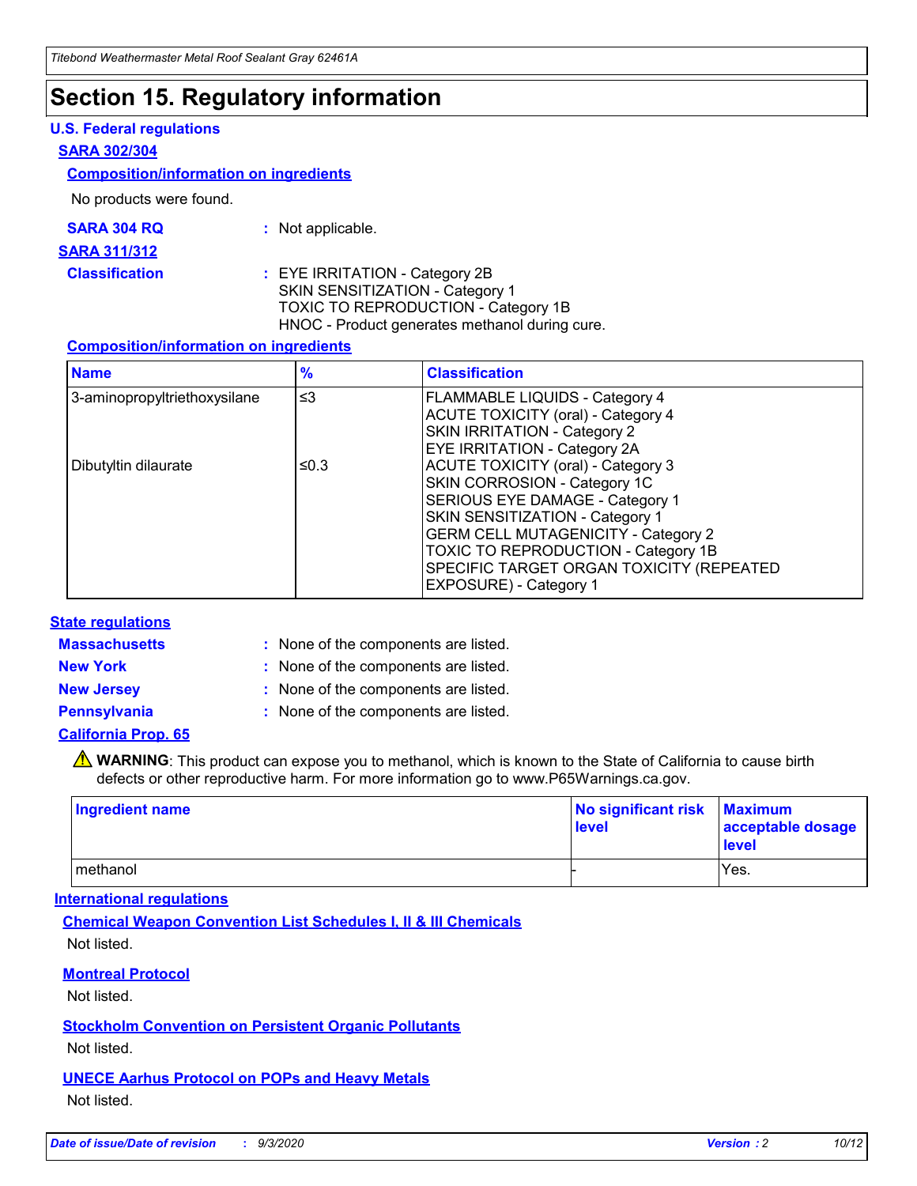# Section 15. Regulatory information

## U.S. Federal regulations

### SARA 302/304

#### Composition/information on ingredients

No products were found.

**SARA 304 RQ** : Not applicable.

### SARA 311/312

**Classification** : EYE IRRITATION - Category 2B
SKIN SENSITIZATION - Category 1
TOXIC TO REPRODUCTION - Category 1B
HNOC - Product generates methanol during cure.

#### Composition/information on ingredients

| Name | % | Classification |
|---|---|---|
| 3-aminopropyltriethoxysilane | ≤3 | FLAMMABLE LIQUIDS - Category 4<br>ACUTE TOXICITY (oral) - Category 4<br>SKIN IRRITATION - Category 2<br>EYE IRRITATION - Category 2A |
| Dibutyltin dilaurate | ≤0.3 | ACUTE TOXICITY (oral) - Category 3<br>SKIN CORROSION - Category 1C<br>SERIOUS EYE DAMAGE - Category 1<br>SKIN SENSITIZATION - Category 1<br>GERM CELL MUTAGENICITY - Category 2<br>TOXIC TO REPRODUCTION - Category 1B<br>SPECIFIC TARGET ORGAN TOXICITY (REPEATED EXPOSURE) - Category 1 |

## State regulations

**Massachusetts** : None of the components are listed.

**New York** : None of the components are listed.

**New Jersey** : None of the components are listed.

**Pennsylvania** : None of the components are listed.

### California Prop. 65

⚠ **WARNING**: This product can expose you to methanol, which is known to the State of California to cause birth defects or other reproductive harm. For more information go to www.P65Warnings.ca.gov.

| Ingredient name | No significant risk level | Maximum acceptable dosage level |
|---|---|---|
| methanol | - | Yes. |

## International regulations

### Chemical Weapon Convention List Schedules I, II & III Chemicals

Not listed.

### Montreal Protocol

Not listed.

### Stockholm Convention on Persistent Organic Pollutants

Not listed.

### UNECE Aarhus Protocol on POPs and Heavy Metals

Not listed.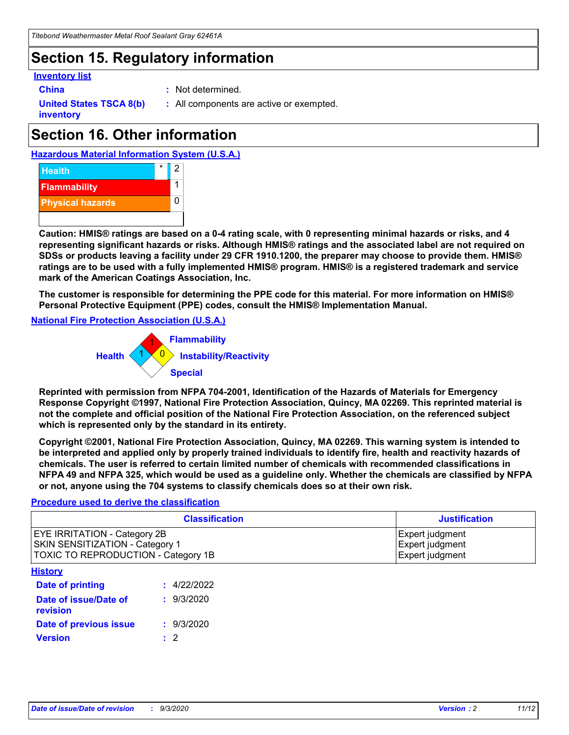## Section 15. Regulatory information

**Inventory list**

**China** : Not determined.

**United States TSCA 8(b) inventory** : All components are active or exempted.

## Section 16. Other information

**Hazardous Material Information System (U.S.A.)**

| | | |
|---|---|---|
| Health | * | 2 |
| Flammability | | 1 |
| Physical hazards | | 0 |

**Caution: HMIS® ratings are based on a 0-4 rating scale, with 0 representing minimal hazards or risks, and 4 representing significant hazards or risks. Although HMIS® ratings and the associated label are not required on SDSs or products leaving a facility under 29 CFR 1910.1200, the preparer may choose to provide them. HMIS® ratings are to be used with a fully implemented HMIS® program. HMIS® is a registered trademark and service mark of the American Coatings Association, Inc.**

**The customer is responsible for determining the PPE code for this material. For more information on HMIS® Personal Protective Equipment (PPE) codes, consult the HMIS® Implementation Manual.**

**National Fire Protection Association (U.S.A.)**

Health: 1
Flammability: 1
Instability/Reactivity: 0
Special:

**Reprinted with permission from NFPA 704-2001, Identification of the Hazards of Materials for Emergency Response Copyright ©1997, National Fire Protection Association, Quincy, MA 02269. This reprinted material is not the complete and official position of the National Fire Protection Association, on the referenced subject which is represented only by the standard in its entirety.**

**Copyright ©2001, National Fire Protection Association, Quincy, MA 02269. This warning system is intended to be interpreted and applied only by properly trained individuals to identify fire, health and reactivity hazards of chemicals. The user is referred to certain limited number of chemicals with recommended classifications in NFPA 49 and NFPA 325, which would be used as a guideline only. Whether the chemicals are classified by NFPA or not, anyone using the 704 systems to classify chemicals does so at their own risk.**

**Procedure used to derive the classification**

| Classification | Justification |
|---|---|
| EYE IRRITATION - Category 2B<br>SKIN SENSITIZATION - Category 1<br>TOXIC TO REPRODUCTION - Category 1B | Expert judgment<br>Expert judgment<br>Expert judgment |

**History**

**Date of printing** : 4/22/2022

**Date of issue/Date of revision** : 9/3/2020

**Date of previous issue** : 9/3/2020

**Version** : 2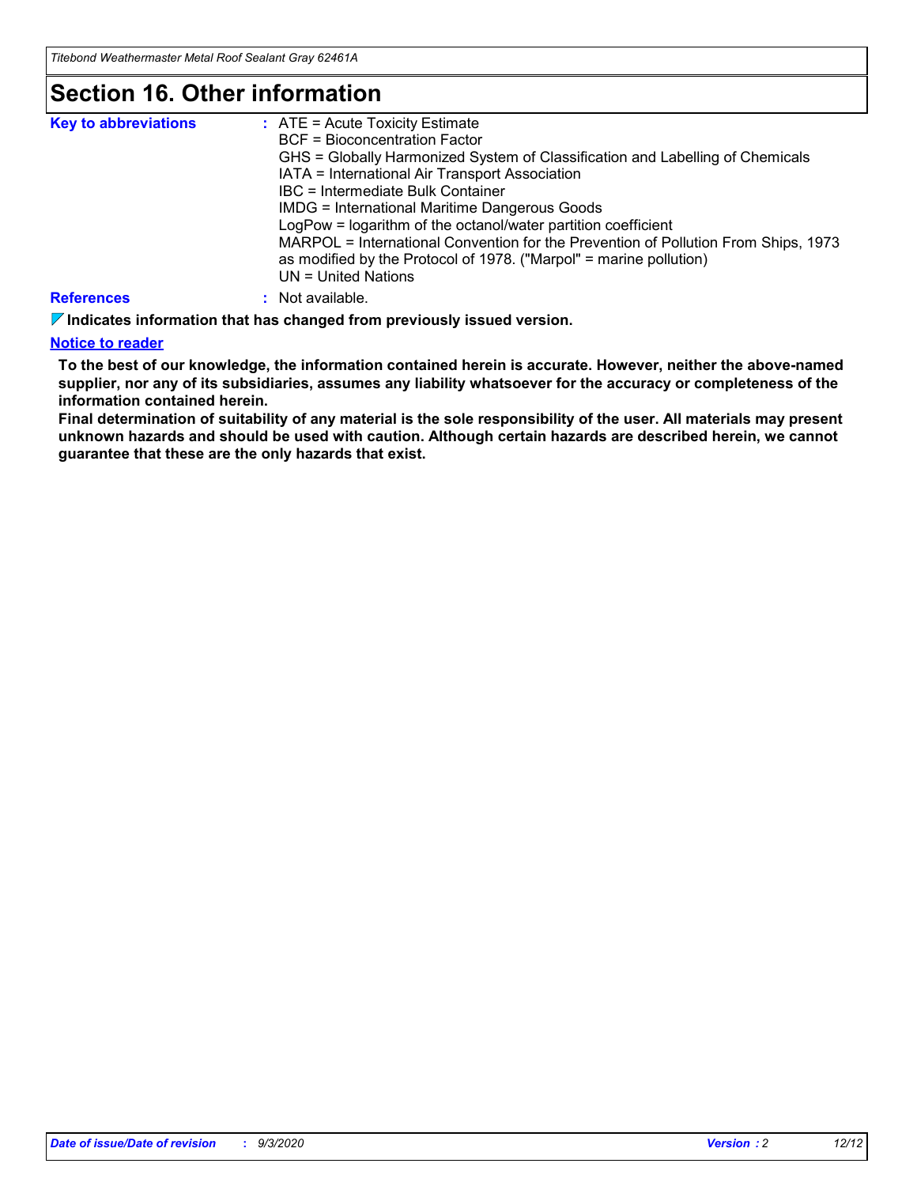## Section 16. Other information

**Key to abbreviations** : ATE = Acute Toxicity Estimate
BCF = Bioconcentration Factor
GHS = Globally Harmonized System of Classification and Labelling of Chemicals
IATA = International Air Transport Association
IBC = Intermediate Bulk Container
IMDG = International Maritime Dangerous Goods
LogPow = logarithm of the octanol/water partition coefficient
MARPOL = International Convention for the Prevention of Pollution From Ships, 1973 as modified by the Protocol of 1978. ("Marpol" = marine pollution)
UN = United Nations

**References** : Not available.

**Indicates information that has changed from previously issued version.**

**Notice to reader**

**To the best of our knowledge, the information contained herein is accurate. However, neither the above-named supplier, nor any of its subsidiaries, assumes any liability whatsoever for the accuracy or completeness of the information contained herein.**

**Final determination of suitability of any material is the sole responsibility of the user. All materials may present unknown hazards and should be used with caution. Although certain hazards are described herein, we cannot guarantee that these are the only hazards that exist.**